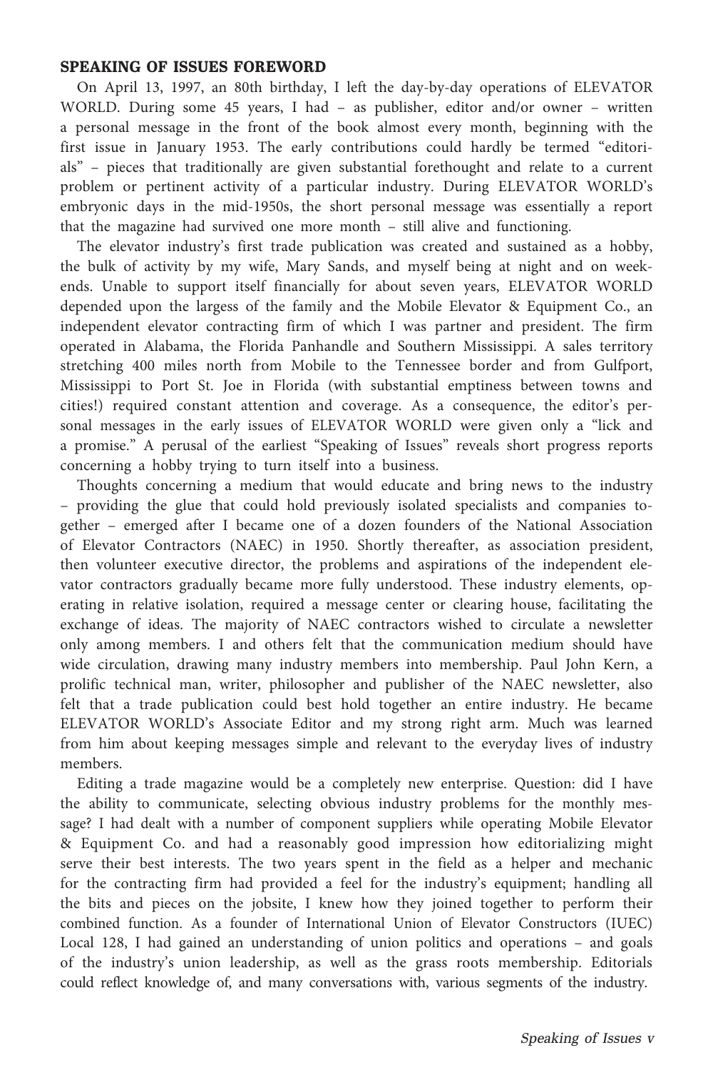## SPEAKING OF ISSUES FOREWORD

On April 13, 1997, an 80th birthday, I left the day-by-day operations of ELEVATOR WORLD. During some 45 years, I had – as publisher, editor and/or owner – written a personal message in the front of the book almost every month, beginning with the first issue in January 1953. The early contributions could hardly be termed "editorials" – pieces that traditionally are given substantial forethought and relate to a current problem or pertinent activity of a particular industry. During ELEVATOR WORLD's embryonic days in the mid-1950s, the short personal message was essentially a report that the magazine had survived one more month – still alive and functioning.

The elevator industry's first trade publication was created and sustained as a hobby, the bulk of activity by my wife, Mary Sands, and myself being at night and on weekends. Unable to support itself financially for about seven years, ELEVATOR WORLD depended upon the largess of the family and the Mobile Elevator & Equipment Co., an independent elevator contracting firm of which I was partner and president. The firm operated in Alabama, the Florida Panhandle and Southern Mississippi. A sales territory stretching 400 miles north from Mobile to the Tennessee border and from Gulfport, Mississippi to Port St. Joe in Florida (with substantial emptiness between towns and cities!) required constant attention and coverage. As a consequence, the editor's personal messages in the early issues of ELEVATOR WORLD were given only a "lick and a promise." A perusal of the earliest "Speaking of Issues" reveals short progress reports concerning a hobby trying to turn itself into a business.

Thoughts concerning a medium that would educate and bring news to the industry – providing the glue that could hold previously isolated specialists and companies together – emerged after I became one of a dozen founders of the National Association of Elevator Contractors (NAEC) in 1950. Shortly thereafter, as association president, then volunteer executive director, the problems and aspirations of the independent elevator contractors gradually became more fully understood. These industry elements, operating in relative isolation, required a message center or clearing house, facilitating the exchange of ideas. The majority of NAEC contractors wished to circulate a newsletter only among members. I and others felt that the communication medium should have wide circulation, drawing many industry members into membership. Paul John Kern, a prolific technical man, writer, philosopher and publisher of the NAEC newsletter, also felt that a trade publication could best hold together an entire industry. He became ELEVATOR WORLD's Associate Editor and my strong right arm. Much was learned from him about keeping messages simple and relevant to the everyday lives of industry members.

Editing a trade magazine would be a completely new enterprise. Question: did I have the ability to communicate, selecting obvious industry problems for the monthly message? I had dealt with a number of component suppliers while operating Mobile Elevator & Equipment Co. and had a reasonably good impression how editorializing might serve their best interests. The two years spent in the field as a helper and mechanic for the contracting firm had provided a feel for the industry's equipment; handling all the bits and pieces on the jobsite, I knew how they joined together to perform their combined function. As a founder of International Union of Elevator Constructors (IUEC) Local 128, I had gained an understanding of union politics and operations – and goals of the industry's union leadership, as well as the grass roots membership. Editorials could reflect knowledge of, and many conversations with, various segments of the industry.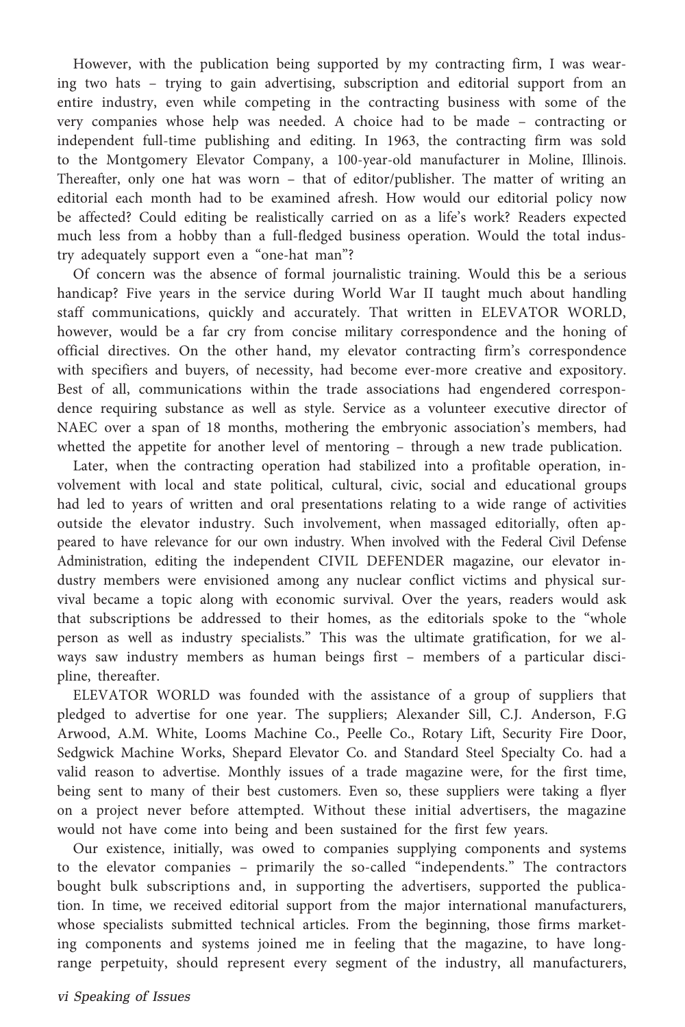However, with the publication being supported by my contracting firm, I was wearing two hats – trying to gain advertising, subscription and editorial support from an entire industry, even while competing in the contracting business with some of the very companies whose help was needed. A choice had to be made – contracting or independent full-time publishing and editing. In 1963, the contracting firm was sold to the Montgomery Elevator Company, a 100-year-old manufacturer in Moline, Illinois. Thereafter, only one hat was worn – that of editor/publisher. The matter of writing an editorial each month had to be examined afresh. How would our editorial policy now be affected? Could editing be realistically carried on as a life's work? Readers expected much less from a hobby than a full-fledged business operation. Would the total industry adequately support even a "one-hat man"?

Of concern was the absence of formal journalistic training. Would this be a serious handicap? Five years in the service during World War II taught much about handling staff communications, quickly and accurately. That written in ELEVATOR WORLD, however, would be a far cry from concise military correspondence and the honing of official directives. On the other hand, my elevator contracting firm's correspondence with specifiers and buyers, of necessity, had become ever-more creative and expository. Best of all, communications within the trade associations had engendered correspondence requiring substance as well as style. Service as a volunteer executive director of NAEC over a span of 18 months, mothering the embryonic association's members, had whetted the appetite for another level of mentoring – through a new trade publication.

Later, when the contracting operation had stabilized into a profitable operation, involvement with local and state political, cultural, civic, social and educational groups had led to years of written and oral presentations relating to a wide range of activities outside the elevator industry. Such involvement, when massaged editorially, often appeared to have relevance for our own industry. When involved with the Federal Civil Defense Administration, editing the independent CIVIL DEFENDER magazine, our elevator industry members were envisioned among any nuclear conflict victims and physical survival became a topic along with economic survival. Over the years, readers would ask that subscriptions be addressed to their homes, as the editorials spoke to the "whole person as well as industry specialists." This was the ultimate gratification, for we always saw industry members as human beings first – members of a particular discipline, thereafter.

ELEVATOR WORLD was founded with the assistance of a group of suppliers that pledged to advertise for one year. The suppliers; Alexander Sill, C.J. Anderson, F.G Arwood, A.M. White, Looms Machine Co., Peelle Co., Rotary Lift, Security Fire Door, Sedgwick Machine Works, Shepard Elevator Co. and Standard Steel Specialty Co. had a valid reason to advertise. Monthly issues of a trade magazine were, for the first time, being sent to many of their best customers. Even so, these suppliers were taking a flyer on a project never before attempted. Without these initial advertisers, the magazine would not have come into being and been sustained for the first few years.

Our existence, initially, was owed to companies supplying components and systems to the elevator companies – primarily the so-called "independents." The contractors bought bulk subscriptions and, in supporting the advertisers, supported the publication. In time, we received editorial support from the major international manufacturers, whose specialists submitted technical articles. From the beginning, those firms marketing components and systems joined me in feeling that the magazine, to have long-range perpetuity, should represent every segment of the industry, all manufacturers,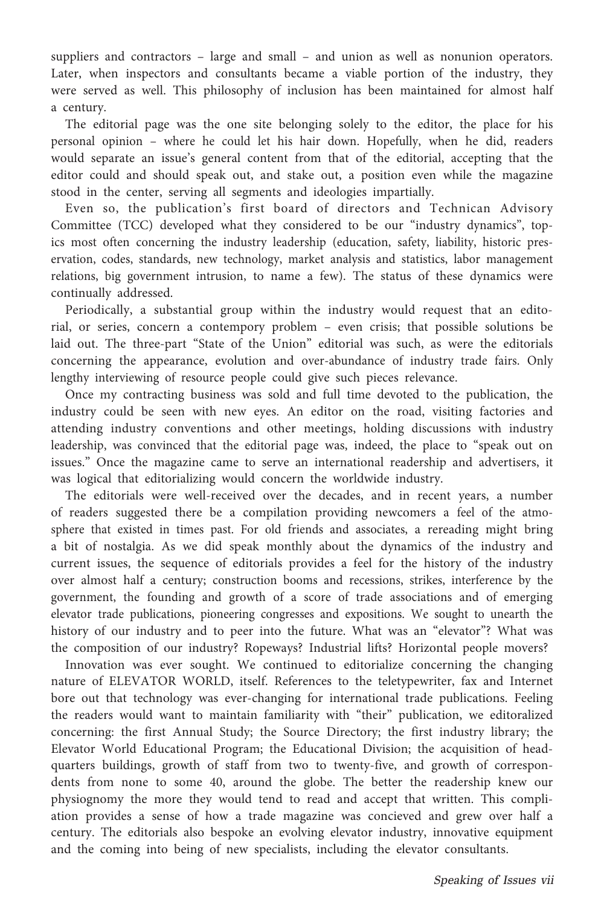suppliers and contractors – large and small – and union as well as nonunion operators. Later, when inspectors and consultants became a viable portion of the industry, they were served as well. This philosophy of inclusion has been maintained for almost half a century.

The editorial page was the one site belonging solely to the editor, the place for his personal opinion – where he could let his hair down. Hopefully, when he did, readers would separate an issue's general content from that of the editorial, accepting that the editor could and should speak out, and stake out, a position even while the magazine stood in the center, serving all segments and ideologies impartially.

Even so, the publication's first board of directors and Technican Advisory Committee (TCC) developed what they considered to be our "industry dynamics", topics most often concerning the industry leadership (education, safety, liability, historic preservation, codes, standards, new technology, market analysis and statistics, labor management relations, big government intrusion, to name a few). The status of these dynamics were continually addressed.

Periodically, a substantial group within the industry would request that an editorial, or series, concern a contempory problem – even crisis; that possible solutions be laid out. The three-part "State of the Union" editorial was such, as were the editorials concerning the appearance, evolution and over-abundance of industry trade fairs. Only lengthy interviewing of resource people could give such pieces relevance.

Once my contracting business was sold and full time devoted to the publication, the industry could be seen with new eyes. An editor on the road, visiting factories and attending industry conventions and other meetings, holding discussions with industry leadership, was convinced that the editorial page was, indeed, the place to "speak out on issues." Once the magazine came to serve an international readership and advertisers, it was logical that editorializing would concern the worldwide industry.

The editorials were well-received over the decades, and in recent years, a number of readers suggested there be a compilation providing newcomers a feel of the atmosphere that existed in times past. For old friends and associates, a rereading might bring a bit of nostalgia. As we did speak monthly about the dynamics of the industry and current issues, the sequence of editorials provides a feel for the history of the industry over almost half a century; construction booms and recessions, strikes, interference by the government, the founding and growth of a score of trade associations and of emerging elevator trade publications, pioneering congresses and expositions. We sought to unearth the history of our industry and to peer into the future. What was an "elevator"? What was the composition of our industry? Ropeways? Industrial lifts? Horizontal people movers?

Innovation was ever sought. We continued to editorialize concerning the changing nature of ELEVATOR WORLD, itself. References to the teletypewriter, fax and Internet bore out that technology was ever-changing for international trade publications. Feeling the readers would want to maintain familiarity with "their" publication, we editoralized concerning: the first Annual Study; the Source Directory; the first industry library; the Elevator World Educational Program; the Educational Division; the acquisition of headquarters buildings, growth of staff from two to twenty-five, and growth of correspondents from none to some 40, around the globe. The better the readership knew our physiognomy the more they would tend to read and accept that written. This compliation provides a sense of how a trade magazine was concieved and grew over half a century. The editorials also bespoke an evolving elevator industry, innovative equipment and the coming into being of new specialists, including the elevator consultants.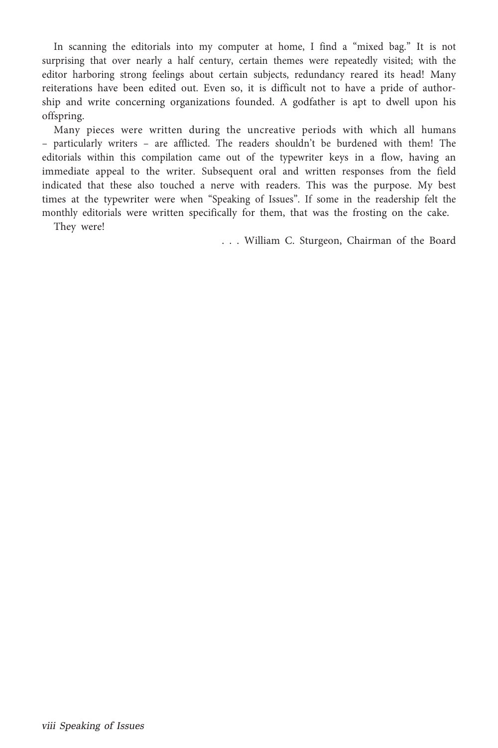In scanning the editorials into my computer at home, I find a "mixed bag." It is not surprising that over nearly a half century, certain themes were repeatedly visited; with the editor harboring strong feelings about certain subjects, redundancy reared its head! Many reiterations have been edited out. Even so, it is difficult not to have a pride of authorship and write concerning organizations founded. A godfather is apt to dwell upon his offspring.

Many pieces were written during the uncreative periods with which all humans – particularly writers – are afflicted. The readers shouldn't be burdened with them! The editorials within this compilation came out of the typewriter keys in a flow, having an immediate appeal to the writer. Subsequent oral and written responses from the field indicated that these also touched a nerve with readers. This was the purpose. My best times at the typewriter were when "Speaking of Issues". If some in the readership felt the monthly editorials were written specifically for them, that was the frosting on the cake.

They were!

. . . William C. Sturgeon, Chairman of the Board